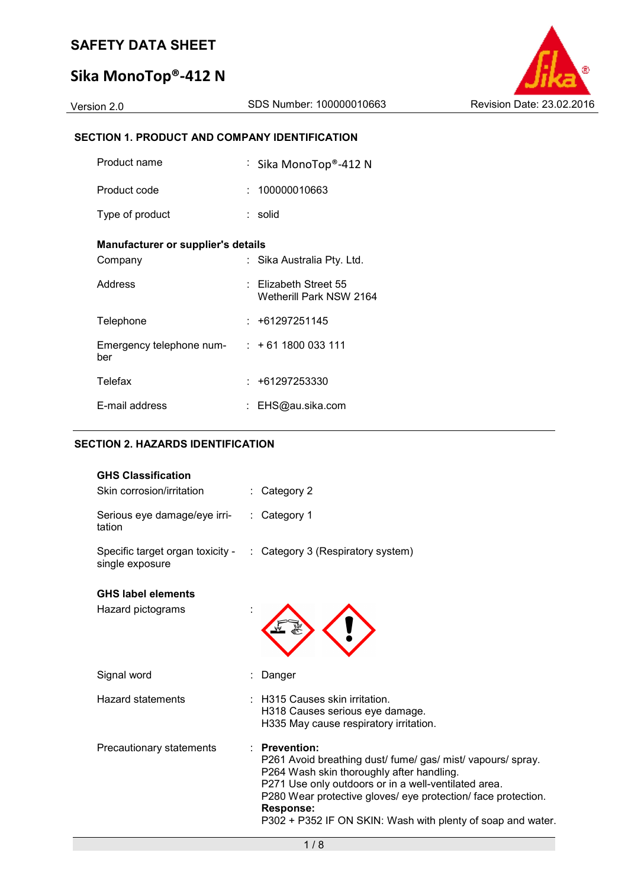# SAFETY DATA SHEET

# Sika MonoTop®-412 N

Version 2.0 | SDS Number: 100000010663 | Revision Date: 23.02.2016

## SECTION 1. PRODUCT AND COMPANY IDENTIFICATION

| | |
|---|---|
| Product name | : Sika MonoTop®-412 N |
| Product code | : 100000010663 |
| Type of product | : solid |

**Manufacturer or supplier's details**

| | |
|---|---|
| Company | : Sika Australia Pty. Ltd. |
| Address | : Elizabeth Street 55<br>Wetherill Park NSW 2164 |
| Telephone | : +61297251145 |
| Emergency telephone number | : + 61 1800 033 111 |
| Telefax | : +61297253330 |
| E-mail address | : EHS@au.sika.com |

## SECTION 2. HAZARDS IDENTIFICATION

**GHS Classification**

| | |
|---|---|
| Skin corrosion/irritation | : Category 2 |
| Serious eye damage/eye irritation | : Category 1 |
| Specific target organ toxicity - single exposure | : Category 3 (Respiratory system) |

**GHS label elements**

Hazard pictograms :

Signal word : Danger

Hazard statements :
H315 Causes skin irritation.
H318 Causes serious eye damage.
H335 May cause respiratory irritation.

Precautionary statements :

**Prevention:**
P261 Avoid breathing dust/ fume/ gas/ mist/ vapours/ spray.
P264 Wash skin thoroughly after handling.
P271 Use only outdoors or in a well-ventilated area.
P280 Wear protective gloves/ eye protection/ face protection.

**Response:**
P302 + P352 IF ON SKIN: Wash with plenty of soap and water.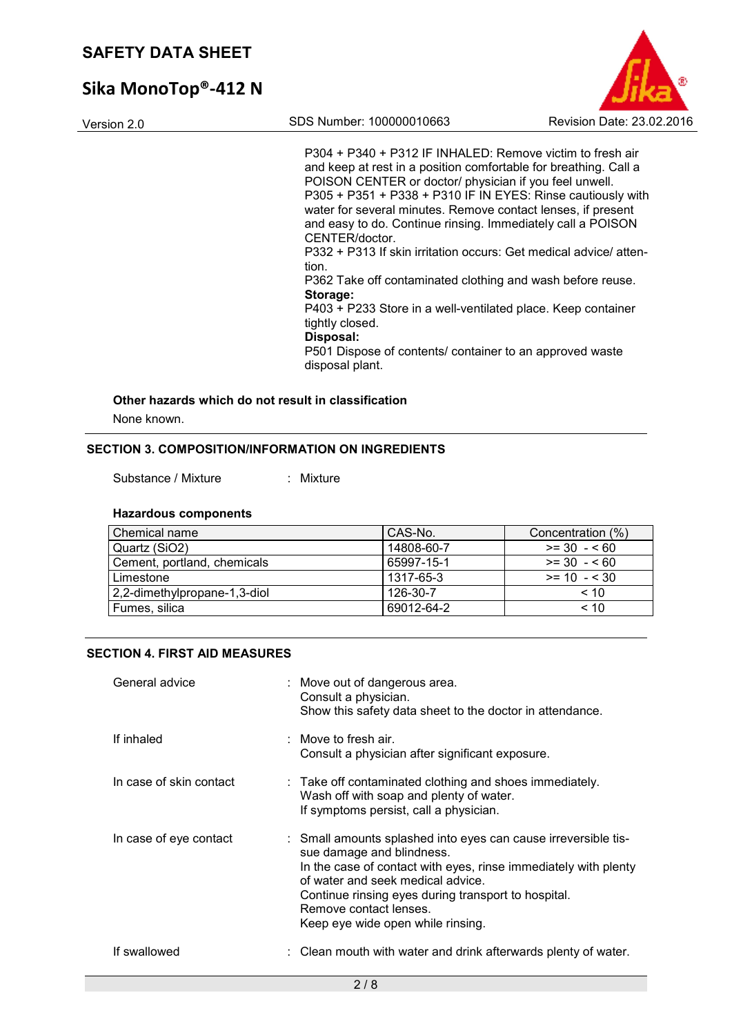P304 + P340 + P312 IF INHALED: Remove victim to fresh air and keep at rest in a position comfortable for breathing. Call a POISON CENTER or doctor/ physician if you feel unwell.
P305 + P351 + P338 + P310 IF IN EYES: Rinse cautiously with water for several minutes. Remove contact lenses, if present and easy to do. Continue rinsing. Immediately call a POISON CENTER/doctor.
P332 + P313 If skin irritation occurs: Get medical advice/ attention.
P362 Take off contaminated clothing and wash before reuse.
**Storage:**
P403 + P233 Store in a well-ventilated place. Keep container tightly closed.
**Disposal:**
P501 Dispose of contents/ container to an approved waste disposal plant.

**Other hazards which do not result in classification**

None known.

## SECTION 3. COMPOSITION/INFORMATION ON INGREDIENTS

Substance / Mixture : Mixture

**Hazardous components**

| Chemical name | CAS-No. | Concentration (%) |
|---|---|---|
| Quartz (SiO2) | 14808-60-7 | >= 30 - < 60 |
| Cement, portland, chemicals | 65997-15-1 | >= 30 - < 60 |
| Limestone | 1317-65-3 | >= 10 - < 30 |
| 2,2-dimethylpropane-1,3-diol | 126-30-7 | < 10 |
| Fumes, silica | 69012-64-2 | < 10 |

## SECTION 4. FIRST AID MEASURES

General advice : Move out of dangerous area.
Consult a physician.
Show this safety data sheet to the doctor in attendance.

If inhaled : Move to fresh air.
Consult a physician after significant exposure.

In case of skin contact : Take off contaminated clothing and shoes immediately.
Wash off with soap and plenty of water.
If symptoms persist, call a physician.

In case of eye contact : Small amounts splashed into eyes can cause irreversible tissue damage and blindness.
In the case of contact with eyes, rinse immediately with plenty of water and seek medical advice.
Continue rinsing eyes during transport to hospital.
Remove contact lenses.
Keep eye wide open while rinsing.

If swallowed : Clean mouth with water and drink afterwards plenty of water.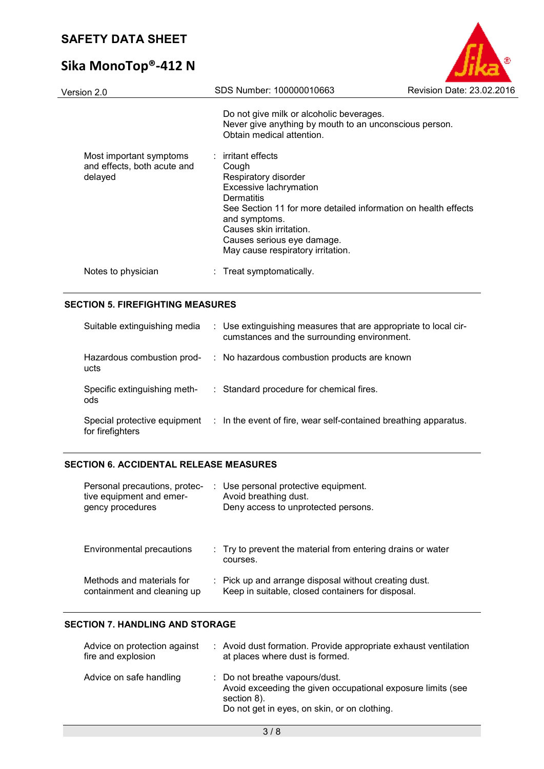| | | |
|---|---|---|
| | | Do not give milk or alcoholic beverages.<br>Never give anything by mouth to an unconscious person.<br>Obtain medical attention. |
| Most important symptoms and effects, both acute and delayed | : | irritant effects<br>Cough<br>Respiratory disorder<br>Excessive lachrymation<br>Dermatitis<br>See Section 11 for more detailed information on health effects and symptoms.<br>Causes skin irritation.<br>Causes serious eye damage.<br>May cause respiratory irritation. |
| Notes to physician | : | Treat symptomatically. |

## SECTION 5. FIREFIGHTING MEASURES

| | | |
|---|---|---|
| Suitable extinguishing media | : | Use extinguishing measures that are appropriate to local circumstances and the surrounding environment. |
| Hazardous combustion products | : | No hazardous combustion products are known |
| Specific extinguishing methods | : | Standard procedure for chemical fires. |
| Special protective equipment for firefighters | : | In the event of fire, wear self-contained breathing apparatus. |

## SECTION 6. ACCIDENTAL RELEASE MEASURES

| | | |
|---|---|---|
| Personal precautions, protective equipment and emergency procedures | : | Use personal protective equipment.<br>Avoid breathing dust.<br>Deny access to unprotected persons. |
| Environmental precautions | : | Try to prevent the material from entering drains or water courses. |
| Methods and materials for containment and cleaning up | : | Pick up and arrange disposal without creating dust.<br>Keep in suitable, closed containers for disposal. |

## SECTION 7. HANDLING AND STORAGE

| | | |
|---|---|---|
| Advice on protection against fire and explosion | : | Avoid dust formation. Provide appropriate exhaust ventilation at places where dust is formed. |
| Advice on safe handling | : | Do not breathe vapours/dust.<br>Avoid exceeding the given occupational exposure limits (see section 8).<br>Do not get in eyes, on skin, or on clothing. |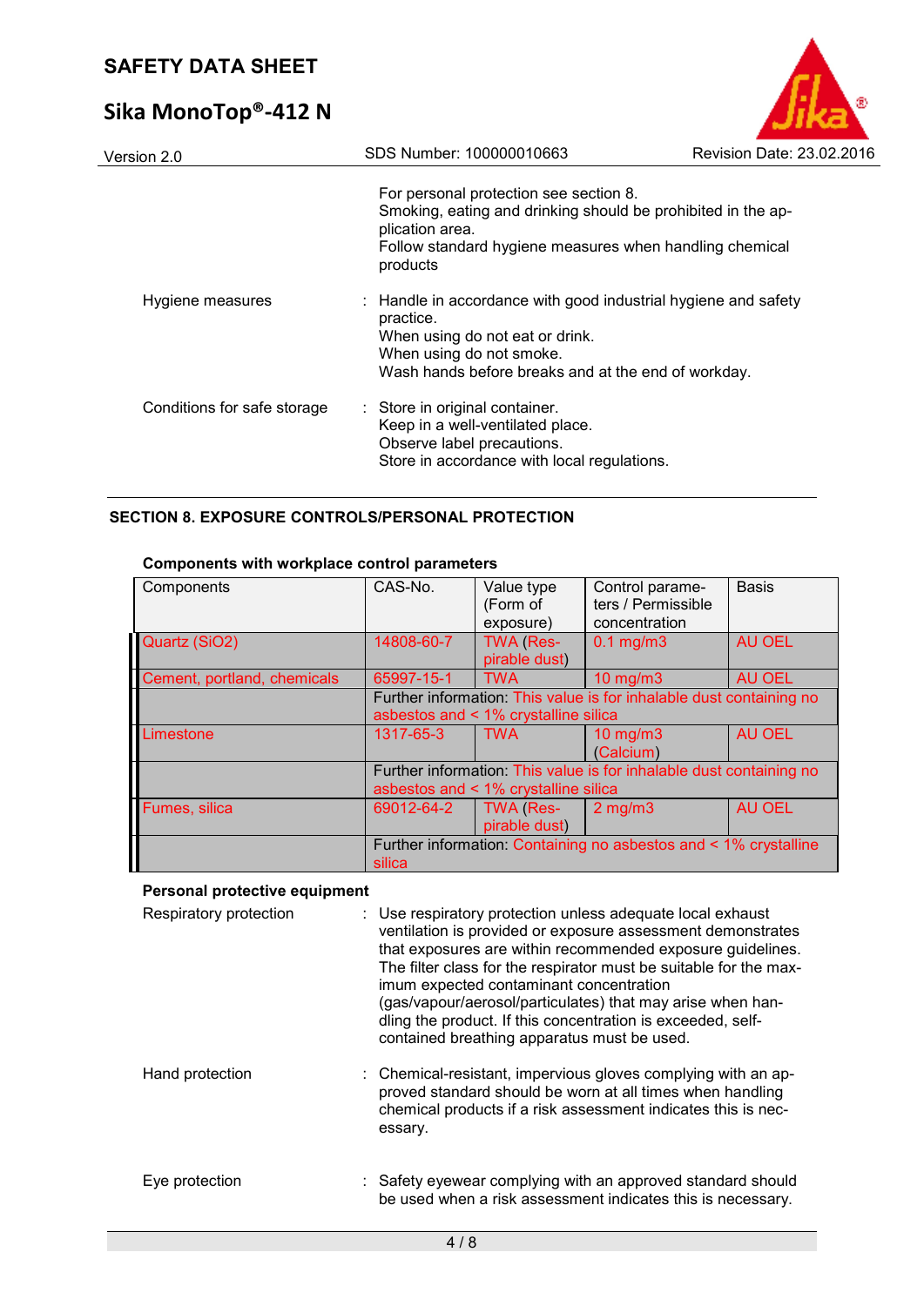For personal protection see section 8.
Smoking, eating and drinking should be prohibited in the application area.
Follow standard hygiene measures when handling chemical products

Hygiene measures : Handle in accordance with good industrial hygiene and safety practice.
When using do not eat or drink.
When using do not smoke.
Wash hands before breaks and at the end of workday.

Conditions for safe storage : Store in original container.
Keep in a well-ventilated place.
Observe label precautions.
Store in accordance with local regulations.

## SECTION 8. EXPOSURE CONTROLS/PERSONAL PROTECTION

**Components with workplace control parameters**

| Components | CAS-No. | Value type (Form of exposure) | Control parameters / Permissible concentration | Basis |
|---|---|---|---|---|
| Quartz ($SiO_2$) | 14808-60-7 | TWA (Respirable dust) | 0.1 mg/m3 | AU OEL |
| Cement, portland, chemicals | 65997-15-1 | TWA | 10 mg/m3 | AU OEL |
| | Further information: This value is for inhalable dust containing no asbestos and < 1% crystalline silica | | | |
| Limestone | 1317-65-3 | TWA | 10 mg/m3 (Calcium) | AU OEL |
| | Further information: This value is for inhalable dust containing no asbestos and < 1% crystalline silica | | | |
| Fumes, silica | 69012-64-2 | TWA (Respirable dust) | 2 mg/m3 | AU OEL |
| | Further information: Containing no asbestos and < 1% crystalline silica | | | |

**Personal protective equipment**

Respiratory protection : Use respiratory protection unless adequate local exhaust ventilation is provided or exposure assessment demonstrates that exposures are within recommended exposure guidelines.
The filter class for the respirator must be suitable for the maximum expected contaminant concentration (gas/vapour/aerosol/particulates) that may arise when handling the product. If this concentration is exceeded, self-contained breathing apparatus must be used.

Hand protection : Chemical-resistant, impervious gloves complying with an approved standard should be worn at all times when handling chemical products if a risk assessment indicates this is necessary.

Eye protection : Safety eyewear complying with an approved standard should be used when a risk assessment indicates this is necessary.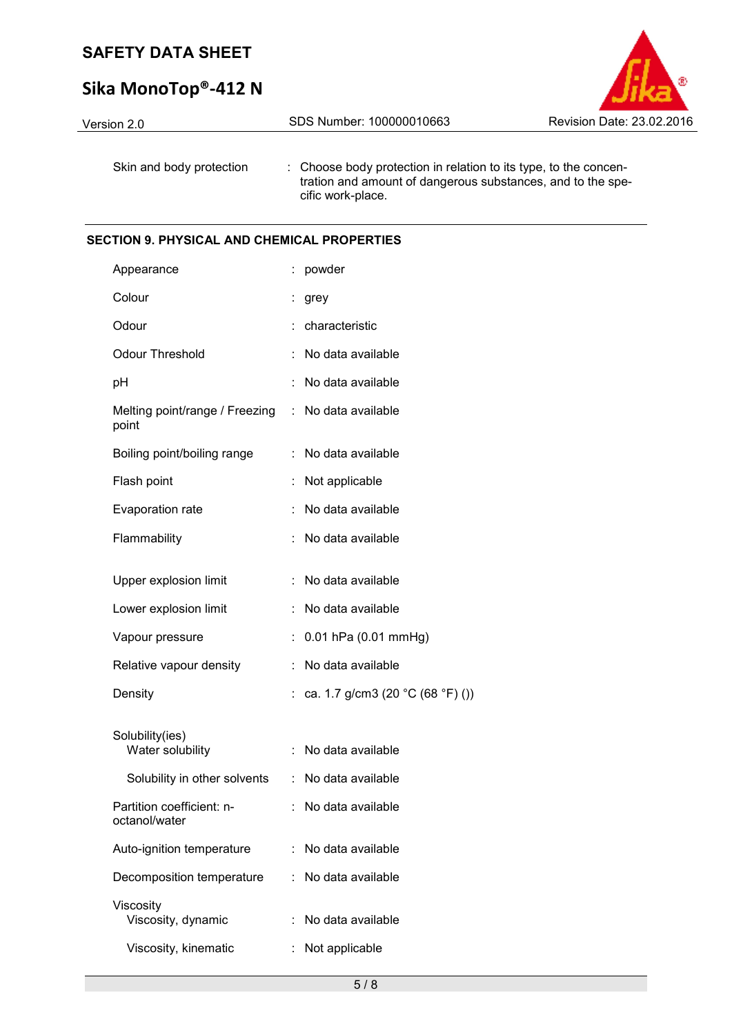| | | |
|---|---|---|
| Skin and body protection | : | Choose body protection in relation to its type, to the concentration and amount of dangerous substances, and to the specific work-place. |

## SECTION 9. PHYSICAL AND CHEMICAL PROPERTIES

| | | |
|---|---|---|
| Appearance | : | powder |
| Colour | : | grey |
| Odour | : | characteristic |
| Odour Threshold | : | No data available |
| pH | : | No data available |
| Melting point/range / Freezing point | : | No data available |
| Boiling point/boiling range | : | No data available |
| Flash point | : | Not applicable |
| Evaporation rate | : | No data available |
| Flammability | : | No data available |
| Upper explosion limit | : | No data available |
| Lower explosion limit | : | No data available |
| Vapour pressure | : | 0.01 hPa (0.01 mmHg) |
| Relative vapour density | : | No data available |
| Density | : | ca. 1.7 g/cm3 (20 °C (68 °F) ()) |
| Solubility(ies) | | |
| Water solubility | : | No data available |
| Solubility in other solvents | : | No data available |
| Partition coefficient: n-octanol/water | : | No data available |
| Auto-ignition temperature | : | No data available |
| Decomposition temperature | : | No data available |
| Viscosity | | |
| Viscosity, dynamic | : | No data available |
| Viscosity, kinematic | : | Not applicable |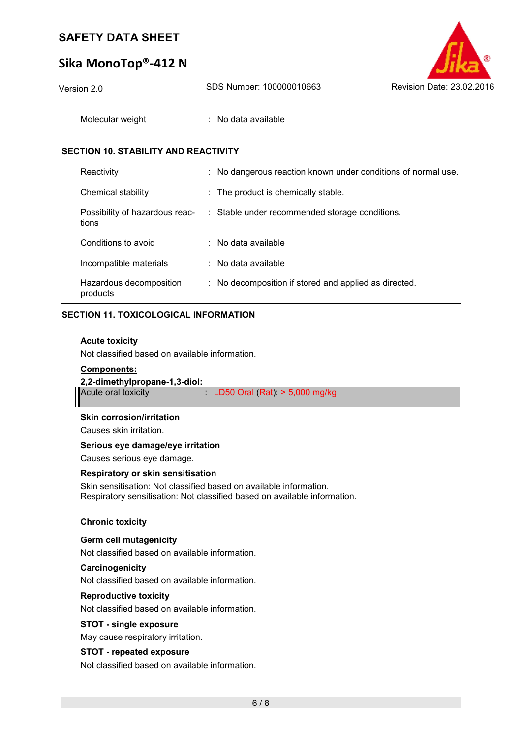Molecular weight : No data available

## SECTION 10. STABILITY AND REACTIVITY

| | | |
|---|---|---|
| Reactivity | : | No dangerous reaction known under conditions of normal use. |
| Chemical stability | : | The product is chemically stable. |
| Possibility of hazardous reactions | : | Stable under recommended storage conditions. |
| Conditions to avoid | : | No data available |
| Incompatible materials | : | No data available |
| Hazardous decomposition products | : | No decomposition if stored and applied as directed. |

## SECTION 11. TOXICOLOGICAL INFORMATION

**Acute toxicity**

Not classified based on available information.

**Components:**

**2,2-dimethylpropane-1,3-diol:**

Acute oral toxicity : LD50 Oral (Rat): > 5,000 mg/kg

**Skin corrosion/irritation**

Causes skin irritation.

**Serious eye damage/eye irritation**

Causes serious eye damage.

**Respiratory or skin sensitisation**

Skin sensitisation: Not classified based on available information.
Respiratory sensitisation: Not classified based on available information.

**Chronic toxicity**

**Germ cell mutagenicity**

Not classified based on available information.

**Carcinogenicity**

Not classified based on available information.

**Reproductive toxicity**

Not classified based on available information.

**STOT - single exposure**

May cause respiratory irritation.

**STOT - repeated exposure**

Not classified based on available information.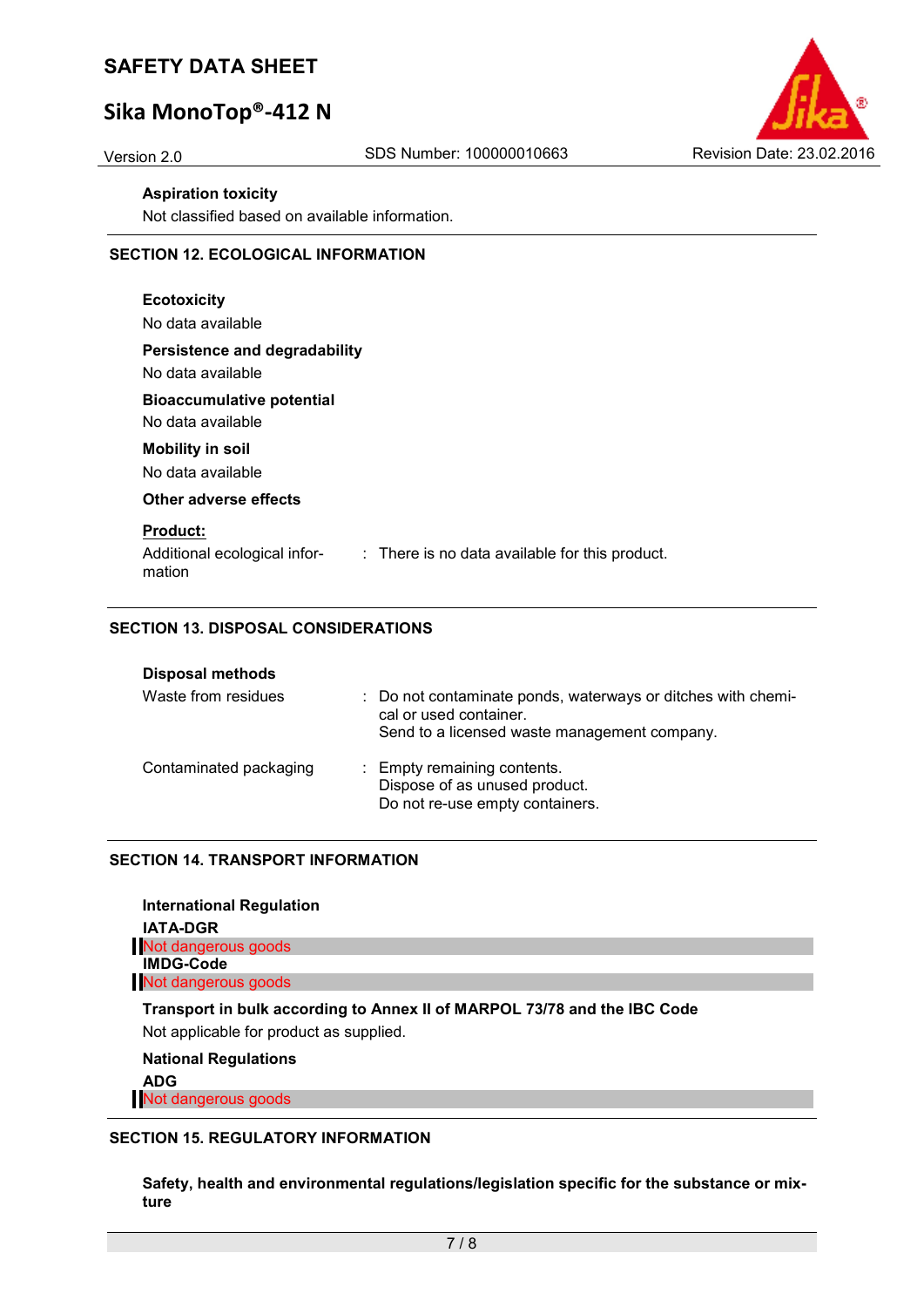**Aspiration toxicity**

Not classified based on available information.

## SECTION 12. ECOLOGICAL INFORMATION

**Ecotoxicity**

No data available

**Persistence and degradability**

No data available

**Bioaccumulative potential**

No data available

**Mobility in soil**

No data available

**Other adverse effects**

**Product:**

Additional ecological information : There is no data available for this product.

## SECTION 13. DISPOSAL CONSIDERATIONS

**Disposal methods**

Waste from residues : Do not contaminate ponds, waterways or ditches with chemical or used container.
Send to a licensed waste management company.

Contaminated packaging : Empty remaining contents.
Dispose of as unused product.
Do not re-use empty containers.

## SECTION 14. TRANSPORT INFORMATION

**International Regulation**

**IATA-DGR**

Not dangerous goods

**IMDG-Code**

Not dangerous goods

**Transport in bulk according to Annex II of MARPOL 73/78 and the IBC Code**

Not applicable for product as supplied.

**National Regulations**

**ADG**

Not dangerous goods

## SECTION 15. REGULATORY INFORMATION

**Safety, health and environmental regulations/legislation specific for the substance or mixture**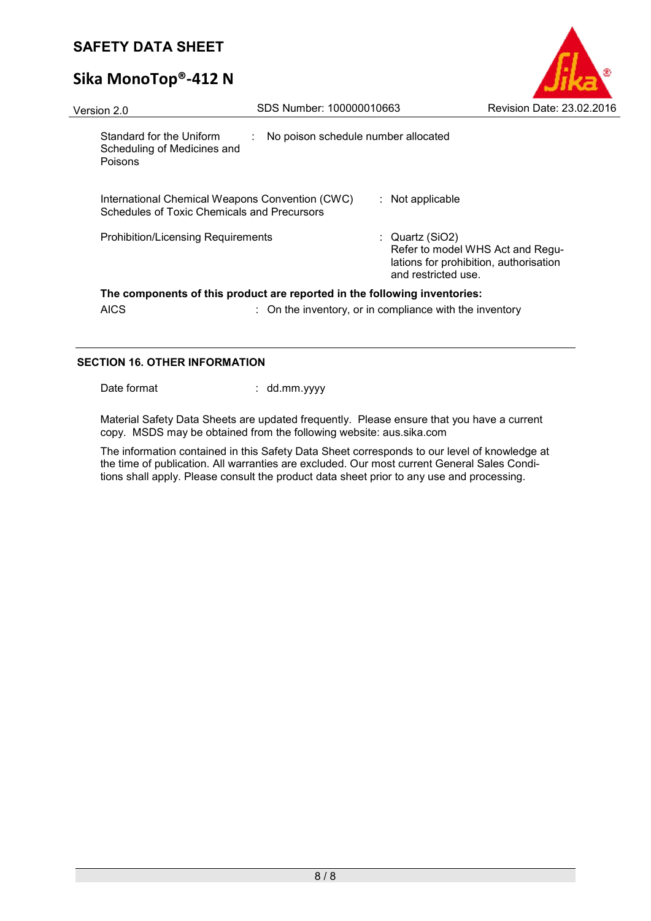| | | |
|---|---|---|
| Standard for the Uniform Scheduling of Medicines and Poisons | : | No poison schedule number allocated |
| International Chemical Weapons Convention (CWC) Schedules of Toxic Chemicals and Precursors | : | Not applicable |
| Prohibition/Licensing Requirements | : | Quartz ($SiO_2$)<br>Refer to model WHS Act and Regulations for prohibition, authorisation and restricted use. |

**The components of this product are reported in the following inventories:**

AICS : On the inventory, or in compliance with the inventory

## SECTION 16. OTHER INFORMATION

Date format : dd.mm.yyyy

Material Safety Data Sheets are updated frequently. Please ensure that you have a current copy. MSDS may be obtained from the following website: aus.sika.com

The information contained in this Safety Data Sheet corresponds to our level of knowledge at the time of publication. All warranties are excluded. Our most current General Sales Conditions shall apply. Please consult the product data sheet prior to any use and processing.